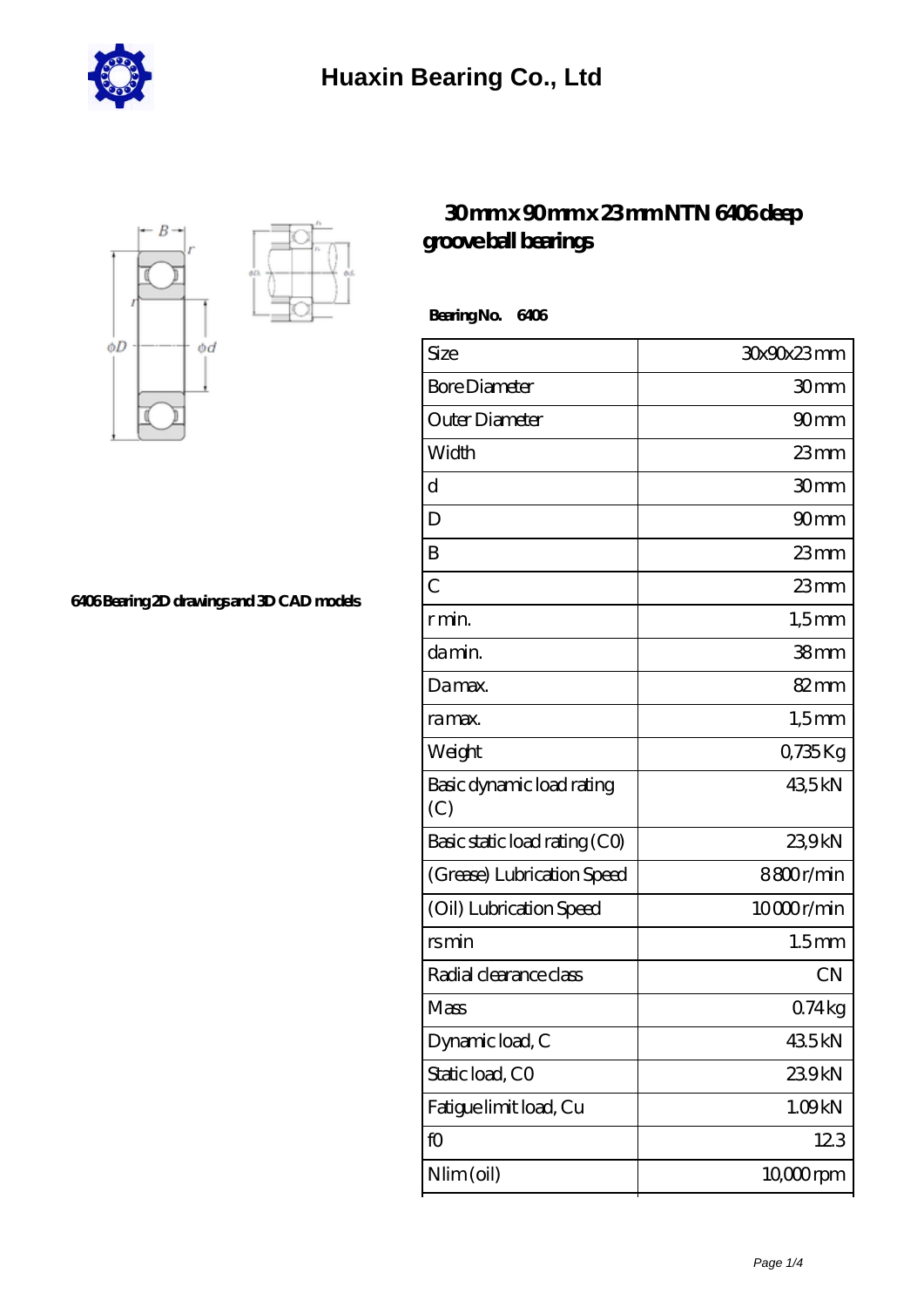# Huaxin Bearing Co., Ltd

## 30 mm x 90 mm x 23 mm NTN 6406 deep groove ball bearings

6406 Bearing 2D drawings and 3D CAD models

**Bearing No. 6406**

| Size | 30x90x23 mm |
|---|---|
| Bore Diameter | 30 mm |
| Outer Diameter | 90 mm |
| Width | 23 mm |
| d | 30 mm |
| D | 90 mm |
| B | 23 mm |
| C | 23 mm |
| r min. | 1,5 mm |
| da min. | 38 mm |
| Da max. | 82 mm |
| ra max. | 1,5 mm |
| Weight | 0,735 Kg |
| Basic dynamic load rating (C) | 43,5 kN |
| Basic static load rating (C0) | 23,9 kN |
| (Grease) Lubrication Speed | 8 800 r/min |
| (Oil) Lubrication Speed | 10 000 r/min |
| rs min | 1.5 mm |
| Radial clearance class | CN |
| Mass | 0.74 kg |
| Dynamic load, C | 43.5 kN |
| Static load, C0 | 23.9 kN |
| Fatigue limit load, Cu | 1.09 kN |
| f0 | 12.3 |
| Nlim (oil) | 10,000 rpm |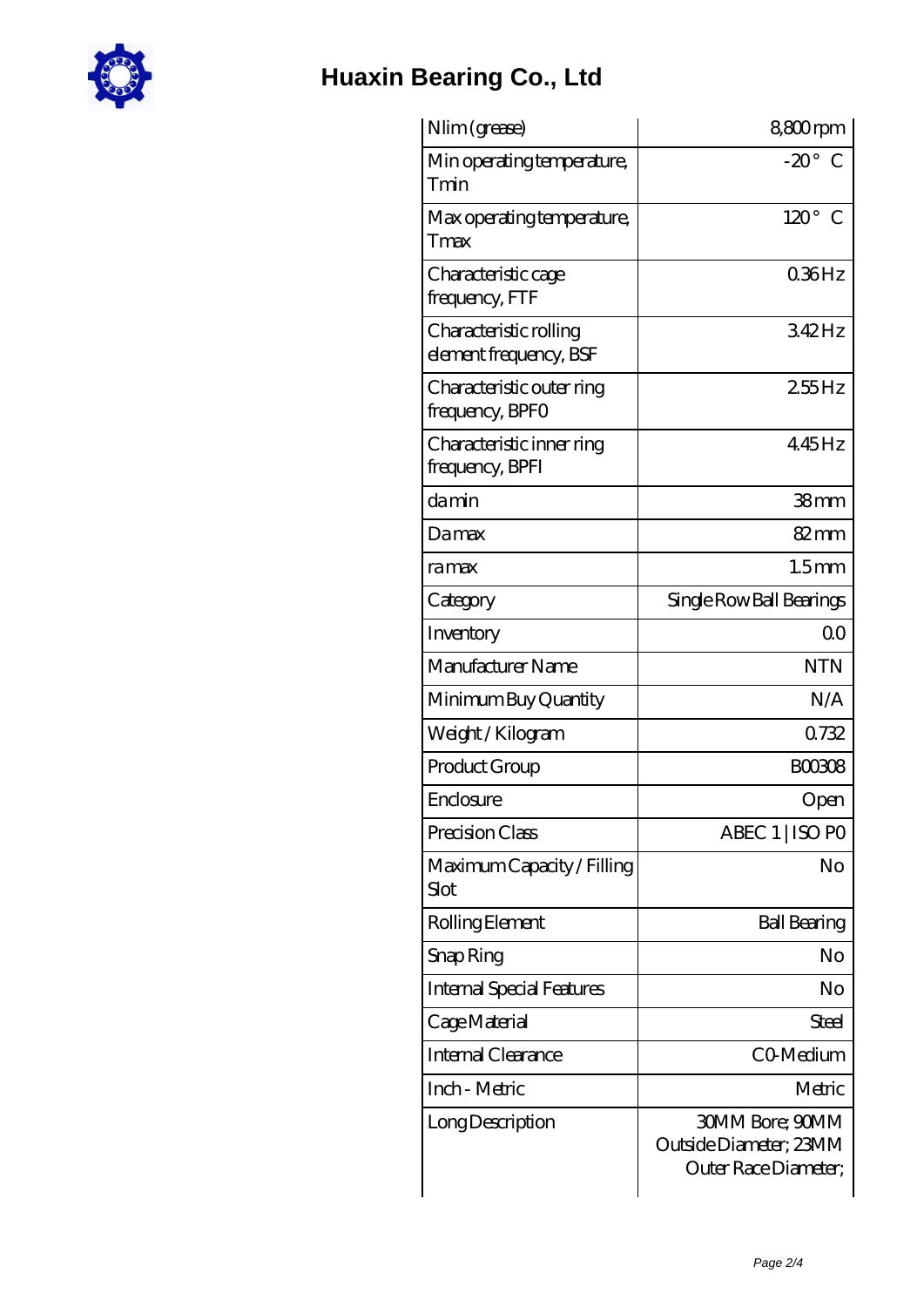| Nlim (grease) | 8,800 rpm |
| --- | --- |
| Min operating temperature, Tmin | -20 ° C |
| Max operating temperature, Tmax | 120 ° C |
| Characteristic cage frequency, FTF | 0.36 Hz |
| Characteristic rolling element frequency, BSF | 3.42 Hz |
| Characteristic outer ring frequency, BPFO | 2.55 Hz |
| Characteristic inner ring frequency, BPFI | 4.45 Hz |
| da min | 38 mm |
| Da max | 82 mm |
| ra max | 1.5 mm |
| Category | Single Row Ball Bearings |
| Inventory | 0.0 |
| Manufacturer Name | NTN |
| Minimum Buy Quantity | N/A |
| Weight / Kilogram | 0.732 |
| Product Group | B00308 |
| Enclosure | Open |
| Precision Class | ABEC 1 \| ISO P0 |
| Maximum Capacity / Filling Slot | No |
| Rolling Element | Ball Bearing |
| Snap Ring | No |
| Internal Special Features | No |
| Cage Material | Steel |
| Internal Clearance | C0-Medium |
| Inch - Metric | Metric |
| Long Description | 30MM Bore; 90MM Outside Diameter; 23MM Outer Race Diameter; |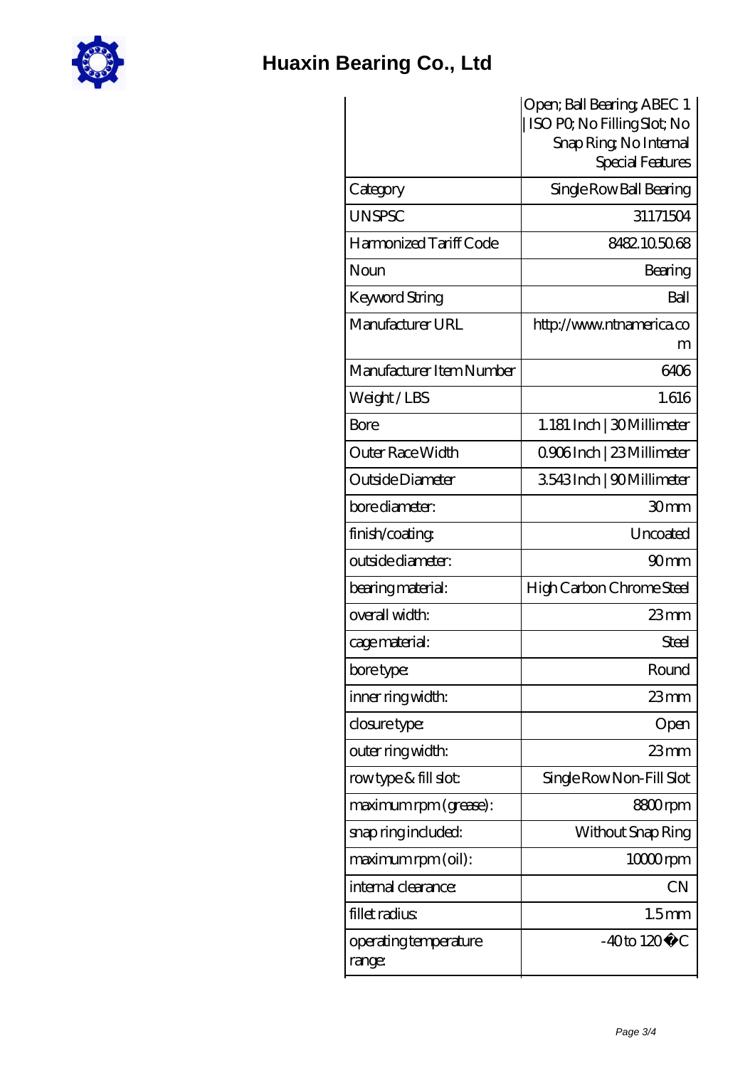| | Open; Ball Bearing; ABEC 1 \| ISO P0; No Filling Slot; No Snap Ring; No Internal Special Features |
|---|---|
| Category | Single Row Ball Bearing |
| UNSPSC | 31171504 |
| Harmonized Tariff Code | 8482.10.50.68 |
| Noun | Bearing |
| Keyword String | Ball |
| Manufacturer URL | http://www.ntnamerica.com |
| Manufacturer Item Number | 6406 |
| Weight / LBS | 1.616 |
| Bore | 1.181 Inch \| 30 Millimeter |
| Outer Race Width | 0.906 Inch \| 23 Millimeter |
| Outside Diameter | 3.543 Inch \| 90 Millimeter |
| bore diameter: | 30 mm |
| finish/coating: | Uncoated |
| outside diameter: | 90 mm |
| bearing material: | High Carbon Chrome Steel |
| overall width: | 23 mm |
| cage material: | Steel |
| bore type: | Round |
| inner ring width: | 23 mm |
| closure type: | Open |
| outer ring width: | 23 mm |
| row type & fill slot: | Single Row Non-Fill Slot |
| maximum rpm (grease): | 8800 rpm |
| snap ring included: | Without Snap Ring |
| maximum rpm (oil): | 10000 rpm |
| internal clearance: | CN |
| fillet radius: | 1.5 mm |
| operating temperature range: | -40 to 120 �C |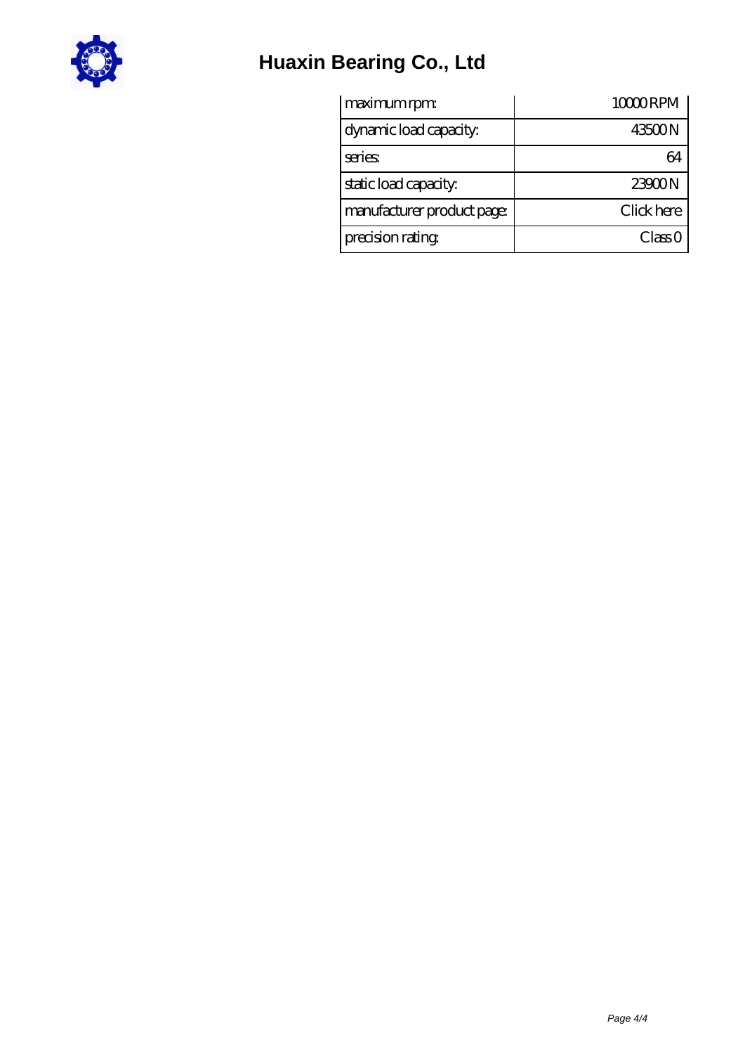| | |
|---|---|
| maximum rpm: | 10000 RPM |
| dynamic load capacity: | 43500 N |
| series: | 64 |
| static load capacity: | 23900 N |
| manufacturer product page: | Click here |
| precision rating: | Class 0 |